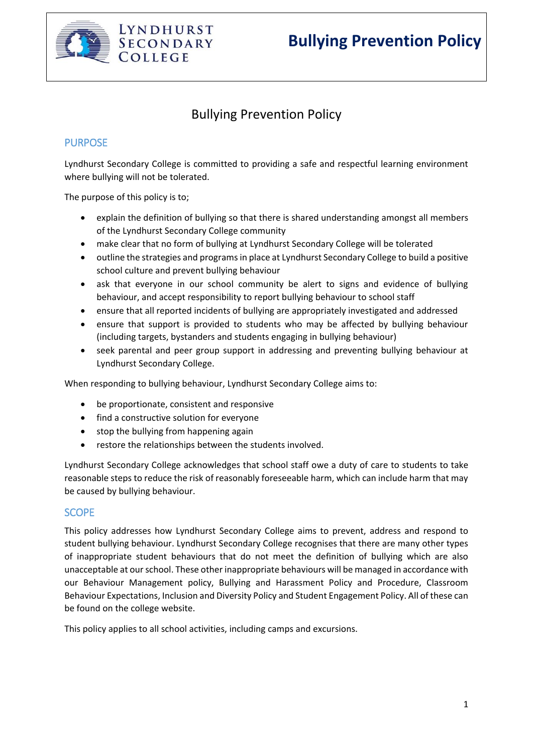# Bullying Prevention Policy

## PURPOSE

Lyndhurst Secondary College is committed to providing a safe and respectful learning environment where bullying will not be tolerated.

The purpose of this policy is to;

- explain the definition of bullying so that there is shared understanding amongst all members of the Lyndhurst Secondary College community
- make clear that no form of bullying at Lyndhurst Secondary College will be tolerated
- outline the strategies and programs in place at Lyndhurst Secondary College to build a positive school culture and prevent bullying behaviour
- ask that everyone in our school community be alert to signs and evidence of bullying behaviour, and accept responsibility to report bullying behaviour to school staff
- ensure that all reported incidents of bullying are appropriately investigated and addressed
- ensure that support is provided to students who may be affected by bullying behaviour (including targets, bystanders and students engaging in bullying behaviour)
- seek parental and peer group support in addressing and preventing bullying behaviour at Lyndhurst Secondary College.

When responding to bullying behaviour, Lyndhurst Secondary College aims to:

- be proportionate, consistent and responsive
- find a constructive solution for everyone
- stop the bullying from happening again
- restore the relationships between the students involved.

Lyndhurst Secondary College acknowledges that school staff owe a duty of care to students to take reasonable steps to reduce the risk of reasonably foreseeable harm, which can include harm that may be caused by bullying behaviour.

## SCOPE

This policy addresses how Lyndhurst Secondary College aims to prevent, address and respond to student bullying behaviour. Lyndhurst Secondary College recognises that there are many other types of inappropriate student behaviours that do not meet the definition of bullying which are also unacceptable at our school. These other inappropriate behaviours will be managed in accordance with our Behaviour Management policy, Bullying and Harassment Policy and Procedure, Classroom Behaviour Expectations, Inclusion and Diversity Policy and Student Engagement Policy. All of these can be found on the college website.

This policy applies to all school activities, including camps and excursions.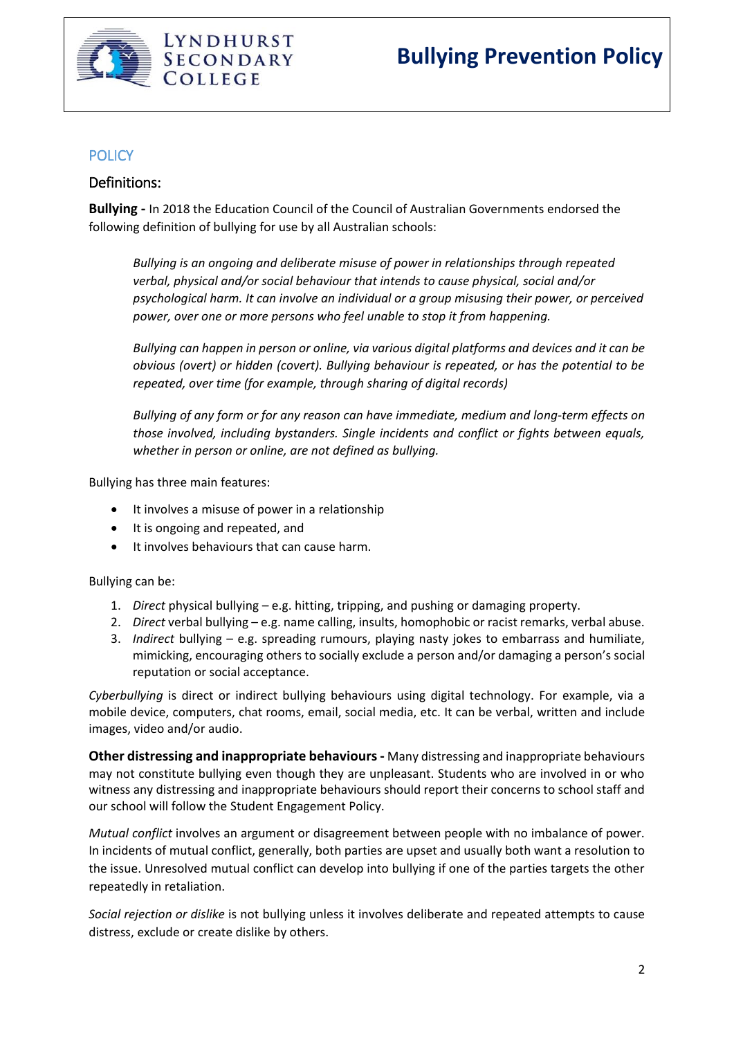## POLICY

### Definitions:

**Bullying -** In 2018 the Education Council of the Council of Australian Governments endorsed the following definition of bullying for use by all Australian schools:

> *Bullying is an ongoing and deliberate misuse of power in relationships through repeated verbal, physical and/or social behaviour that intends to cause physical, social and/or psychological harm. It can involve an individual or a group misusing their power, or perceived power, over one or more persons who feel unable to stop it from happening.*
>
> *Bullying can happen in person or online, via various digital platforms and devices and it can be obvious (overt) or hidden (covert). Bullying behaviour is repeated, or has the potential to be repeated, over time (for example, through sharing of digital records)*
>
> *Bullying of any form or for any reason can have immediate, medium and long-term effects on those involved, including bystanders. Single incidents and conflict or fights between equals, whether in person or online, are not defined as bullying.*

Bullying has three main features:

- It involves a misuse of power in a relationship
- It is ongoing and repeated, and
- It involves behaviours that can cause harm.

Bullying can be:

1. *Direct* physical bullying – e.g. hitting, tripping, and pushing or damaging property.
2. *Direct* verbal bullying – e.g. name calling, insults, homophobic or racist remarks, verbal abuse.
3. *Indirect* bullying – e.g. spreading rumours, playing nasty jokes to embarrass and humiliate, mimicking, encouraging others to socially exclude a person and/or damaging a person's social reputation or social acceptance.

*Cyberbullying* is direct or indirect bullying behaviours using digital technology. For example, via a mobile device, computers, chat rooms, email, social media, etc. It can be verbal, written and include images, video and/or audio.

**Other distressing and inappropriate behaviours -** Many distressing and inappropriate behaviours may not constitute bullying even though they are unpleasant. Students who are involved in or who witness any distressing and inappropriate behaviours should report their concerns to school staff and our school will follow the Student Engagement Policy.

*Mutual conflict* involves an argument or disagreement between people with no imbalance of power. In incidents of mutual conflict, generally, both parties are upset and usually both want a resolution to the issue. Unresolved mutual conflict can develop into bullying if one of the parties targets the other repeatedly in retaliation.

*Social rejection or dislike* is not bullying unless it involves deliberate and repeated attempts to cause distress, exclude or create dislike by others.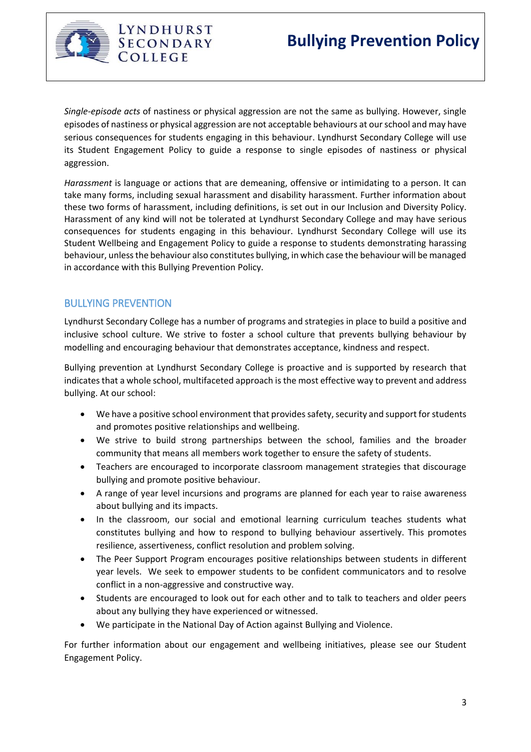*Single-episode acts* of nastiness or physical aggression are not the same as bullying. However, single episodes of nastiness or physical aggression are not acceptable behaviours at our school and may have serious consequences for students engaging in this behaviour. Lyndhurst Secondary College will use its Student Engagement Policy to guide a response to single episodes of nastiness or physical aggression.

*Harassment* is language or actions that are demeaning, offensive or intimidating to a person. It can take many forms, including sexual harassment and disability harassment. Further information about these two forms of harassment, including definitions, is set out in our Inclusion and Diversity Policy. Harassment of any kind will not be tolerated at Lyndhurst Secondary College and may have serious consequences for students engaging in this behaviour. Lyndhurst Secondary College will use its Student Wellbeing and Engagement Policy to guide a response to students demonstrating harassing behaviour, unless the behaviour also constitutes bullying, in which case the behaviour will be managed in accordance with this Bullying Prevention Policy.

## BULLYING PREVENTION

Lyndhurst Secondary College has a number of programs and strategies in place to build a positive and inclusive school culture. We strive to foster a school culture that prevents bullying behaviour by modelling and encouraging behaviour that demonstrates acceptance, kindness and respect.

Bullying prevention at Lyndhurst Secondary College is proactive and is supported by research that indicates that a whole school, multifaceted approach is the most effective way to prevent and address bullying. At our school:

- We have a positive school environment that provides safety, security and support for students and promotes positive relationships and wellbeing.
- We strive to build strong partnerships between the school, families and the broader community that means all members work together to ensure the safety of students.
- Teachers are encouraged to incorporate classroom management strategies that discourage bullying and promote positive behaviour.
- A range of year level incursions and programs are planned for each year to raise awareness about bullying and its impacts.
- In the classroom, our social and emotional learning curriculum teaches students what constitutes bullying and how to respond to bullying behaviour assertively. This promotes resilience, assertiveness, conflict resolution and problem solving.
- The Peer Support Program encourages positive relationships between students in different year levels. We seek to empower students to be confident communicators and to resolve conflict in a non-aggressive and constructive way.
- Students are encouraged to look out for each other and to talk to teachers and older peers about any bullying they have experienced or witnessed.
- We participate in the National Day of Action against Bullying and Violence.

For further information about our engagement and wellbeing initiatives, please see our Student Engagement Policy.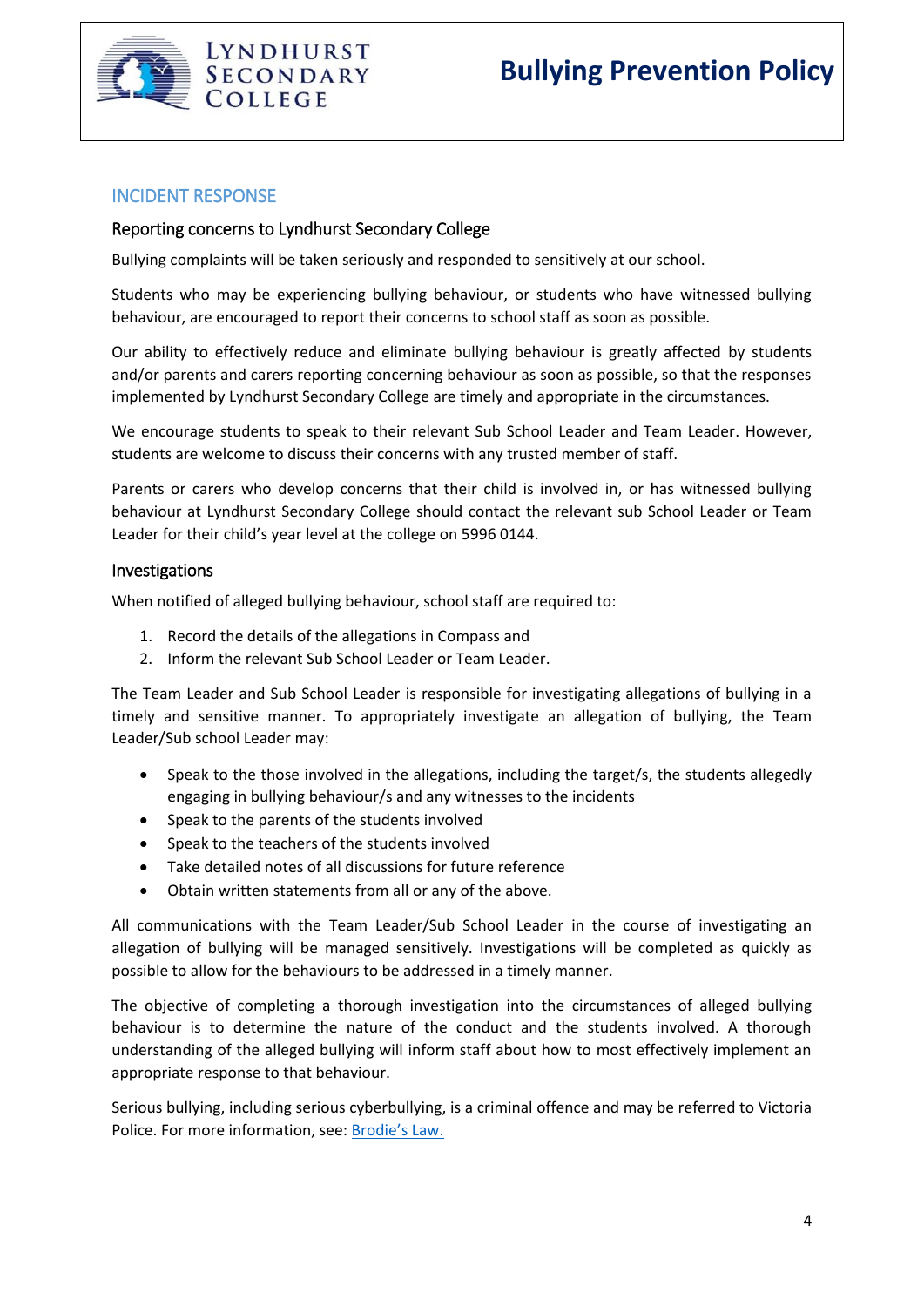## INCIDENT RESPONSE

### Reporting concerns to Lyndhurst Secondary College

Bullying complaints will be taken seriously and responded to sensitively at our school.

Students who may be experiencing bullying behaviour, or students who have witnessed bullying behaviour, are encouraged to report their concerns to school staff as soon as possible.

Our ability to effectively reduce and eliminate bullying behaviour is greatly affected by students and/or parents and carers reporting concerning behaviour as soon as possible, so that the responses implemented by Lyndhurst Secondary College are timely and appropriate in the circumstances.

We encourage students to speak to their relevant Sub School Leader and Team Leader. However, students are welcome to discuss their concerns with any trusted member of staff.

Parents or carers who develop concerns that their child is involved in, or has witnessed bullying behaviour at Lyndhurst Secondary College should contact the relevant sub School Leader or Team Leader for their child's year level at the college on 5996 0144.

### Investigations

When notified of alleged bullying behaviour, school staff are required to:

1. Record the details of the allegations in Compass and
2. Inform the relevant Sub School Leader or Team Leader.

The Team Leader and Sub School Leader is responsible for investigating allegations of bullying in a timely and sensitive manner. To appropriately investigate an allegation of bullying, the Team Leader/Sub school Leader may:

- Speak to the those involved in the allegations, including the target/s, the students allegedly engaging in bullying behaviour/s and any witnesses to the incidents
- Speak to the parents of the students involved
- Speak to the teachers of the students involved
- Take detailed notes of all discussions for future reference
- Obtain written statements from all or any of the above.

All communications with the Team Leader/Sub School Leader in the course of investigating an allegation of bullying will be managed sensitively. Investigations will be completed as quickly as possible to allow for the behaviours to be addressed in a timely manner.

The objective of completing a thorough investigation into the circumstances of alleged bullying behaviour is to determine the nature of the conduct and the students involved. A thorough understanding of the alleged bullying will inform staff about how to most effectively implement an appropriate response to that behaviour.

Serious bullying, including serious cyberbullying, is a criminal offence and may be referred to Victoria Police. For more information, see: Brodie's Law.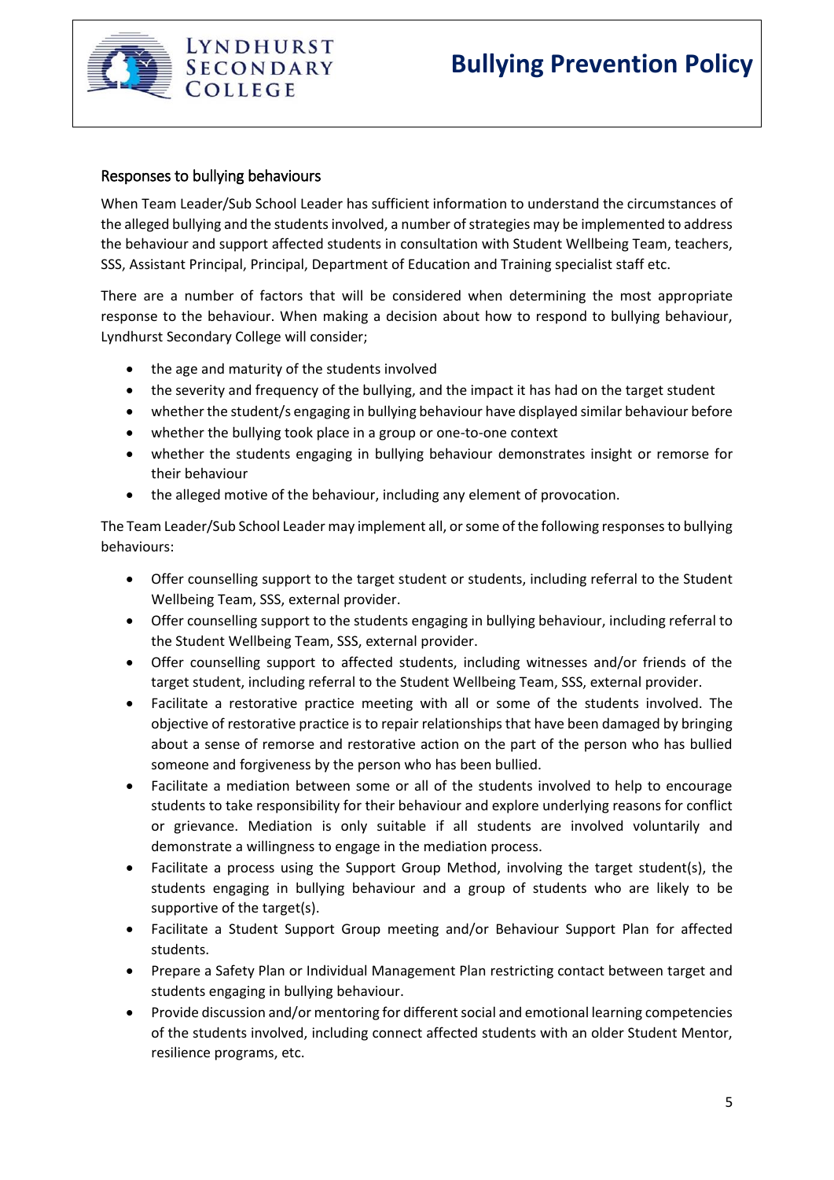## Responses to bullying behaviours

When Team Leader/Sub School Leader has sufficient information to understand the circumstances of the alleged bullying and the students involved, a number of strategies may be implemented to address the behaviour and support affected students in consultation with Student Wellbeing Team, teachers, SSS, Assistant Principal, Principal, Department of Education and Training specialist staff etc.

There are a number of factors that will be considered when determining the most appropriate response to the behaviour. When making a decision about how to respond to bullying behaviour, Lyndhurst Secondary College will consider;

- the age and maturity of the students involved
- the severity and frequency of the bullying, and the impact it has had on the target student
- whether the student/s engaging in bullying behaviour have displayed similar behaviour before
- whether the bullying took place in a group or one-to-one context
- whether the students engaging in bullying behaviour demonstrates insight or remorse for their behaviour
- the alleged motive of the behaviour, including any element of provocation.

The Team Leader/Sub School Leader may implement all, or some of the following responses to bullying behaviours:

- Offer counselling support to the target student or students, including referral to the Student Wellbeing Team, SSS, external provider.
- Offer counselling support to the students engaging in bullying behaviour, including referral to the Student Wellbeing Team, SSS, external provider.
- Offer counselling support to affected students, including witnesses and/or friends of the target student, including referral to the Student Wellbeing Team, SSS, external provider.
- Facilitate a restorative practice meeting with all or some of the students involved. The objective of restorative practice is to repair relationships that have been damaged by bringing about a sense of remorse and restorative action on the part of the person who has bullied someone and forgiveness by the person who has been bullied.
- Facilitate a mediation between some or all of the students involved to help to encourage students to take responsibility for their behaviour and explore underlying reasons for conflict or grievance. Mediation is only suitable if all students are involved voluntarily and demonstrate a willingness to engage in the mediation process.
- Facilitate a process using the Support Group Method, involving the target student(s), the students engaging in bullying behaviour and a group of students who are likely to be supportive of the target(s).
- Facilitate a Student Support Group meeting and/or Behaviour Support Plan for affected students.
- Prepare a Safety Plan or Individual Management Plan restricting contact between target and students engaging in bullying behaviour.
- Provide discussion and/or mentoring for different social and emotional learning competencies of the students involved, including connect affected students with an older Student Mentor, resilience programs, etc.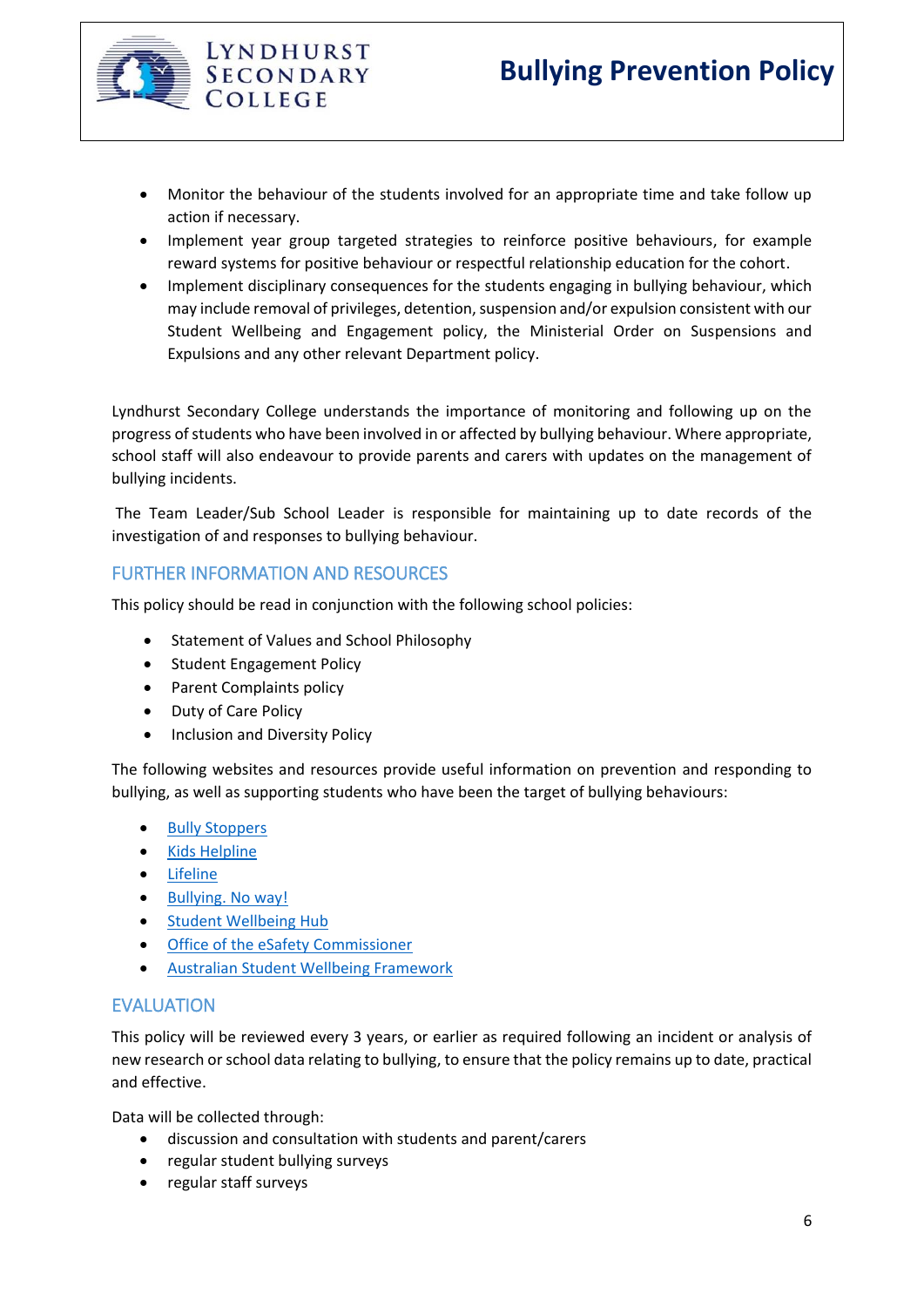- Monitor the behaviour of the students involved for an appropriate time and take follow up action if necessary.
- Implement year group targeted strategies to reinforce positive behaviours, for example reward systems for positive behaviour or respectful relationship education for the cohort.
- Implement disciplinary consequences for the students engaging in bullying behaviour, which may include removal of privileges, detention, suspension and/or expulsion consistent with our Student Wellbeing and Engagement policy, the Ministerial Order on Suspensions and Expulsions and any other relevant Department policy.

Lyndhurst Secondary College understands the importance of monitoring and following up on the progress of students who have been involved in or affected by bullying behaviour. Where appropriate, school staff will also endeavour to provide parents and carers with updates on the management of bullying incidents.

The Team Leader/Sub School Leader is responsible for maintaining up to date records of the investigation of and responses to bullying behaviour.

## FURTHER INFORMATION AND RESOURCES

This policy should be read in conjunction with the following school policies:

- Statement of Values and School Philosophy
- Student Engagement Policy
- Parent Complaints policy
- Duty of Care Policy
- Inclusion and Diversity Policy

The following websites and resources provide useful information on prevention and responding to bullying, as well as supporting students who have been the target of bullying behaviours:

- Bully Stoppers
- Kids Helpline
- Lifeline
- Bullying. No way!
- Student Wellbeing Hub
- Office of the eSafety Commissioner
- Australian Student Wellbeing Framework

## EVALUATION

This policy will be reviewed every 3 years, or earlier as required following an incident or analysis of new research or school data relating to bullying, to ensure that the policy remains up to date, practical and effective.

Data will be collected through:

- discussion and consultation with students and parent/carers
- regular student bullying surveys
- regular staff surveys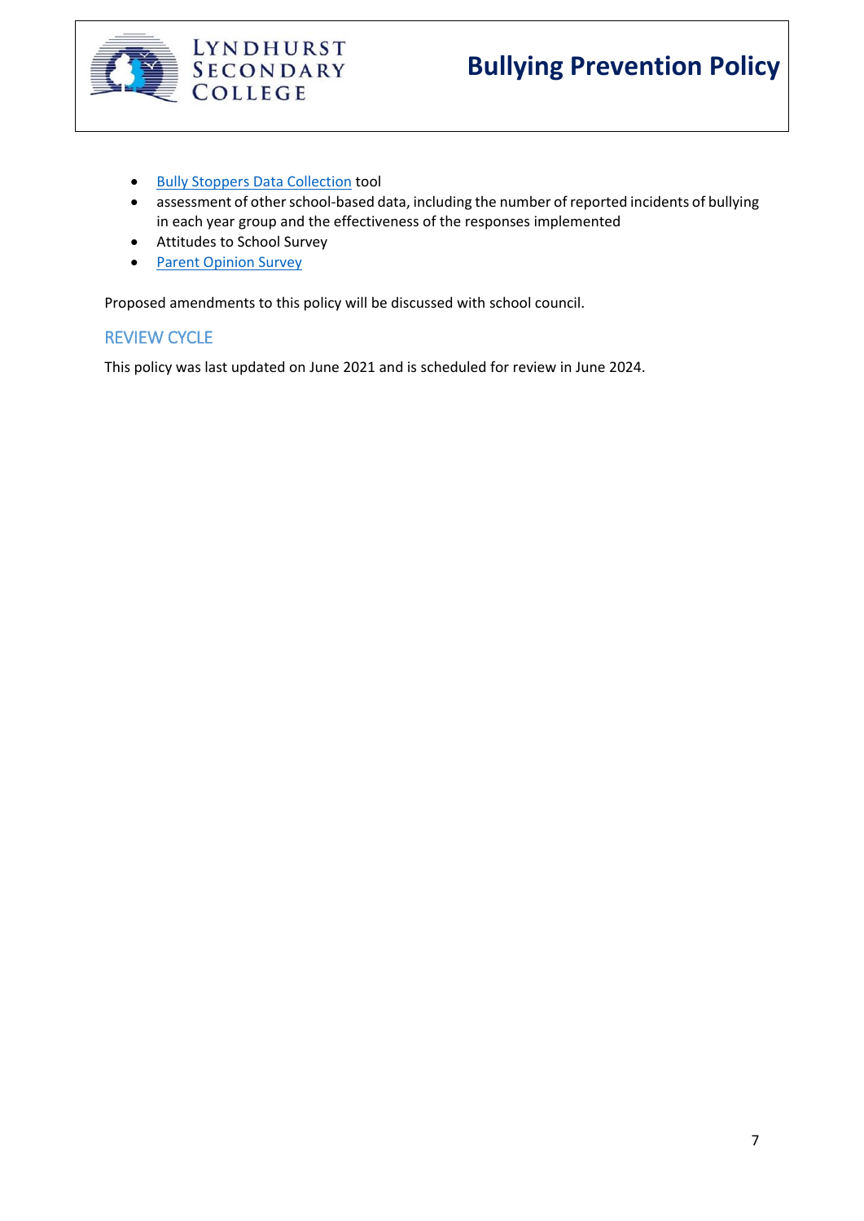- Bully Stoppers Data Collection tool
- assessment of other school-based data, including the number of reported incidents of bullying in each year group and the effectiveness of the responses implemented
- Attitudes to School Survey
- Parent Opinion Survey

Proposed amendments to this policy will be discussed with school council.

## REVIEW CYCLE

This policy was last updated on June 2021 and is scheduled for review in June 2024.